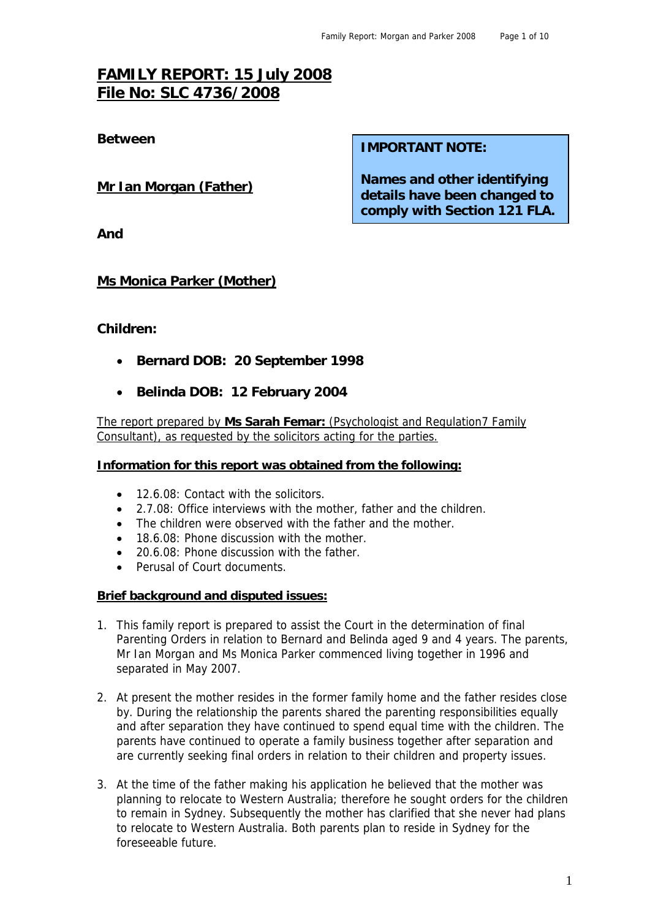# FAMILY REPORT: 15 July 2008
# File No: SLC 4736/2008

**Between**

**IMPORTANT NOTE:**

**Names and other identifying details have been changed to comply with Section 121 FLA.**

**Mr Ian Morgan (Father)**

**And**

**Ms Monica Parker (Mother)**

**Children:**

- **Bernard DOB: 20 September 1998**
- **Belinda DOB: 12 February 2004**

The report prepared by **Ms Sarah Femar:** (Psychologist and Regulation7 Family Consultant), as requested by the solicitors acting for the parties.

**Information for this report was obtained from the following:**

- 12.6.08: Contact with the solicitors.
- 2.7.08: Office interviews with the mother, father and the children.
- The children were observed with the father and the mother.
- 18.6.08: Phone discussion with the mother.
- 20.6.08: Phone discussion with the father.
- Perusal of Court documents.

**Brief background and disputed issues:**

1. This family report is prepared to assist the Court in the determination of final Parenting Orders in relation to Bernard and Belinda aged 9 and 4 years. The parents, Mr Ian Morgan and Ms Monica Parker commenced living together in 1996 and separated in May 2007.

2. At present the mother resides in the former family home and the father resides close by. During the relationship the parents shared the parenting responsibilities equally and after separation they have continued to spend equal time with the children. The parents have continued to operate a family business together after separation and are currently seeking final orders in relation to their children and property issues.

3. At the time of the father making his application he believed that the mother was planning to relocate to Western Australia; therefore he sought orders for the children to remain in Sydney. Subsequently the mother has clarified that she never had plans to relocate to Western Australia. Both parents plan to reside in Sydney for the foreseeable future.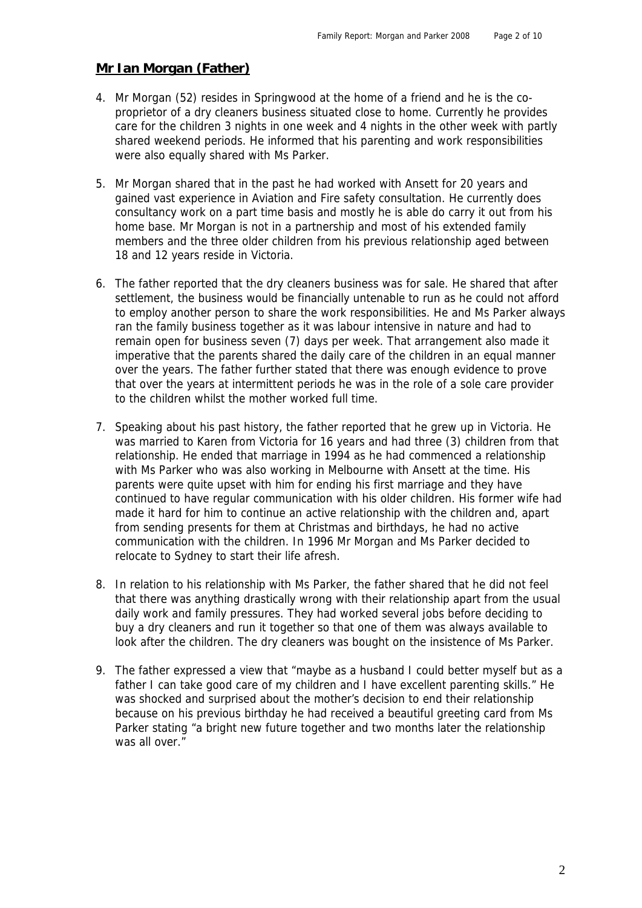## **Mr Ian Morgan (Father)**

4. Mr Morgan (52) resides in Springwood at the home of a friend and he is the co-proprietor of a dry cleaners business situated close to home. Currently he provides care for the children 3 nights in one week and 4 nights in the other week with partly shared weekend periods. He informed that his parenting and work responsibilities were also equally shared with Ms Parker.

5. Mr Morgan shared that in the past he had worked with Ansett for 20 years and gained vast experience in Aviation and Fire safety consultation. He currently does consultancy work on a part time basis and mostly he is able do carry it out from his home base. Mr Morgan is not in a partnership and most of his extended family members and the three older children from his previous relationship aged between 18 and 12 years reside in Victoria.

6. The father reported that the dry cleaners business was for sale. He shared that after settlement, the business would be financially untenable to run as he could not afford to employ another person to share the work responsibilities. He and Ms Parker always ran the family business together as it was labour intensive in nature and had to remain open for business seven (7) days per week. That arrangement also made it imperative that the parents shared the daily care of the children in an equal manner over the years. The father further stated that there was enough evidence to prove that over the years at intermittent periods he was in the role of a sole care provider to the children whilst the mother worked full time.

7. Speaking about his past history, the father reported that he grew up in Victoria. He was married to Karen from Victoria for 16 years and had three (3) children from that relationship. He ended that marriage in 1994 as he had commenced a relationship with Ms Parker who was also working in Melbourne with Ansett at the time. His parents were quite upset with him for ending his first marriage and they have continued to have regular communication with his older children. His former wife had made it hard for him to continue an active relationship with the children and, apart from sending presents for them at Christmas and birthdays, he had no active communication with the children. In 1996 Mr Morgan and Ms Parker decided to relocate to Sydney to start their life afresh.

8. In relation to his relationship with Ms Parker, the father shared that he did not feel that there was anything drastically wrong with their relationship apart from the usual daily work and family pressures. They had worked several jobs before deciding to buy a dry cleaners and run it together so that one of them was always available to look after the children. The dry cleaners was bought on the insistence of Ms Parker.

9. The father expressed a view that "maybe as a husband I could better myself but as a father I can take good care of my children and I have excellent parenting skills." He was shocked and surprised about the mother's decision to end their relationship because on his previous birthday he had received a beautiful greeting card from Ms Parker stating "a bright new future together and two months later the relationship was all over."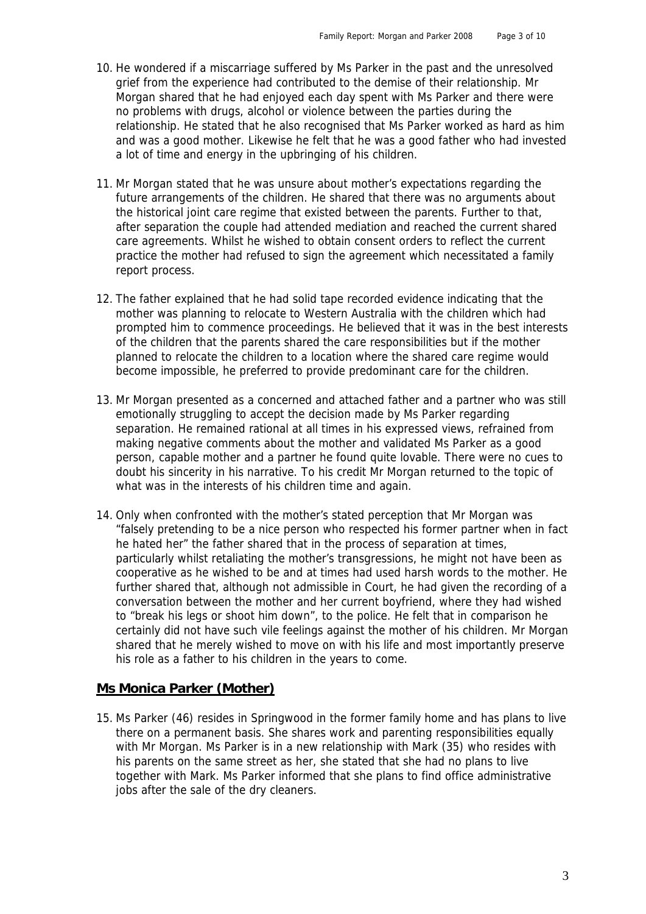10. He wondered if a miscarriage suffered by Ms Parker in the past and the unresolved grief from the experience had contributed to the demise of their relationship. Mr Morgan shared that he had enjoyed each day spent with Ms Parker and there were no problems with drugs, alcohol or violence between the parties during the relationship. He stated that he also recognised that Ms Parker worked as hard as him and was a good mother. Likewise he felt that he was a good father who had invested a lot of time and energy in the upbringing of his children.

11. Mr Morgan stated that he was unsure about mother's expectations regarding the future arrangements of the children. He shared that there was no arguments about the historical joint care regime that existed between the parents. Further to that, after separation the couple had attended mediation and reached the current shared care agreements. Whilst he wished to obtain consent orders to reflect the current practice the mother had refused to sign the agreement which necessitated a family report process.

12. The father explained that he had solid tape recorded evidence indicating that the mother was planning to relocate to Western Australia with the children which had prompted him to commence proceedings. He believed that it was in the best interests of the children that the parents shared the care responsibilities but if the mother planned to relocate the children to a location where the shared care regime would become impossible, he preferred to provide predominant care for the children.

13. Mr Morgan presented as a concerned and attached father and a partner who was still emotionally struggling to accept the decision made by Ms Parker regarding separation. He remained rational at all times in his expressed views, refrained from making negative comments about the mother and validated Ms Parker as a good person, capable mother and a partner he found quite lovable. There were no cues to doubt his sincerity in his narrative. To his credit Mr Morgan returned to the topic of what was in the interests of his children time and again.

14. Only when confronted with the mother's stated perception that Mr Morgan was "falsely pretending to be a nice person who respected his former partner when in fact he hated her" the father shared that in the process of separation at times, particularly whilst retaliating the mother's transgressions, he might not have been as cooperative as he wished to be and at times had used harsh words to the mother. He further shared that, although not admissible in Court, he had given the recording of a conversation between the mother and her current boyfriend, where they had wished to "break his legs or shoot him down", to the police. He felt that in comparison he certainly did not have such vile feelings against the mother of his children. Mr Morgan shared that he merely wished to move on with his life and most importantly preserve his role as a father to his children in the years to come.

## Ms Monica Parker (Mother)

15. Ms Parker (46) resides in Springwood in the former family home and has plans to live there on a permanent basis. She shares work and parenting responsibilities equally with Mr Morgan. Ms Parker is in a new relationship with Mark (35) who resides with his parents on the same street as her, she stated that she had no plans to live together with Mark. Ms Parker informed that she plans to find office administrative jobs after the sale of the dry cleaners.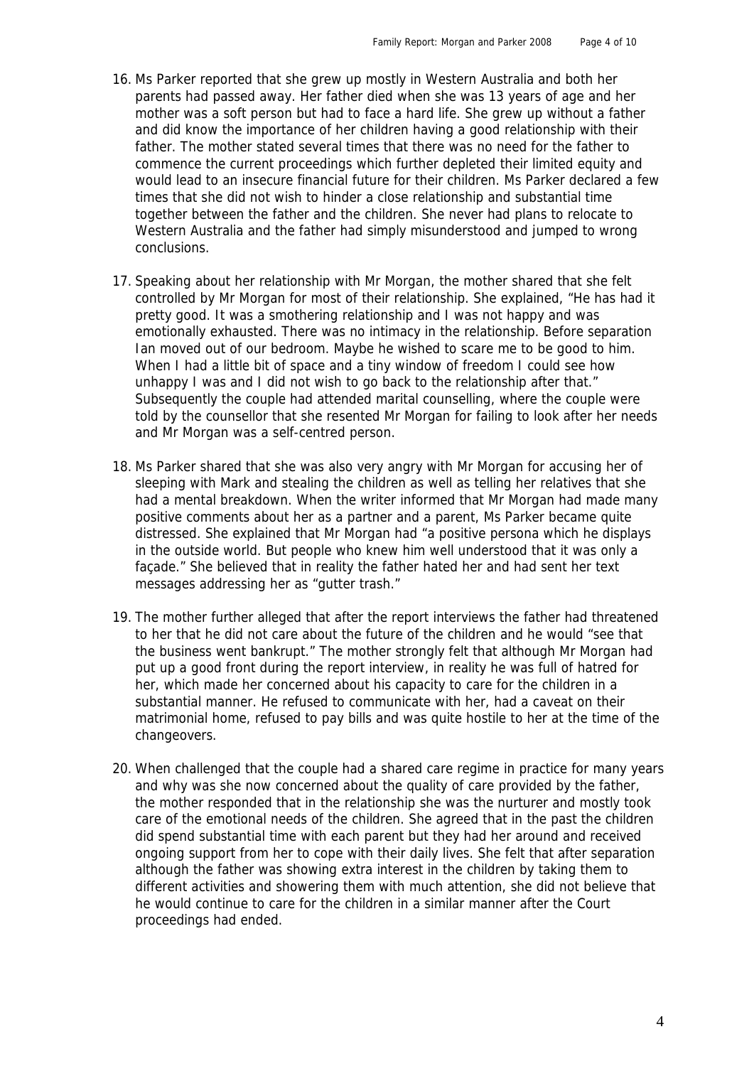16. Ms Parker reported that she grew up mostly in Western Australia and both her parents had passed away. Her father died when she was 13 years of age and her mother was a soft person but had to face a hard life. She grew up without a father and did know the importance of her children having a good relationship with their father. The mother stated several times that there was no need for the father to commence the current proceedings which further depleted their limited equity and would lead to an insecure financial future for their children. Ms Parker declared a few times that she did not wish to hinder a close relationship and substantial time together between the father and the children. She never had plans to relocate to Western Australia and the father had simply misunderstood and jumped to wrong conclusions.

17. Speaking about her relationship with Mr Morgan, the mother shared that she felt controlled by Mr Morgan for most of their relationship. She explained, "He has had it pretty good. It was a smothering relationship and I was not happy and was emotionally exhausted. There was no intimacy in the relationship. Before separation Ian moved out of our bedroom. Maybe he wished to scare me to be good to him. When I had a little bit of space and a tiny window of freedom I could see how unhappy I was and I did not wish to go back to the relationship after that." Subsequently the couple had attended marital counselling, where the couple were told by the counsellor that she resented Mr Morgan for failing to look after her needs and Mr Morgan was a self-centred person.

18. Ms Parker shared that she was also very angry with Mr Morgan for accusing her of sleeping with Mark and stealing the children as well as telling her relatives that she had a mental breakdown. When the writer informed that Mr Morgan had made many positive comments about her as a partner and a parent, Ms Parker became quite distressed. She explained that Mr Morgan had "a positive persona which he displays in the outside world. But people who knew him well understood that it was only a façade." She believed that in reality the father hated her and had sent her text messages addressing her as "gutter trash."

19. The mother further alleged that after the report interviews the father had threatened to her that he did not care about the future of the children and he would "see that the business went bankrupt." The mother strongly felt that although Mr Morgan had put up a good front during the report interview, in reality he was full of hatred for her, which made her concerned about his capacity to care for the children in a substantial manner. He refused to communicate with her, had a caveat on their matrimonial home, refused to pay bills and was quite hostile to her at the time of the changeovers.

20. When challenged that the couple had a shared care regime in practice for many years and why was she now concerned about the quality of care provided by the father, the mother responded that in the relationship she was the nurturer and mostly took care of the emotional needs of the children. She agreed that in the past the children did spend substantial time with each parent but they had her around and received ongoing support from her to cope with their daily lives. She felt that after separation although the father was showing extra interest in the children by taking them to different activities and showering them with much attention, she did not believe that he would continue to care for the children in a similar manner after the Court proceedings had ended.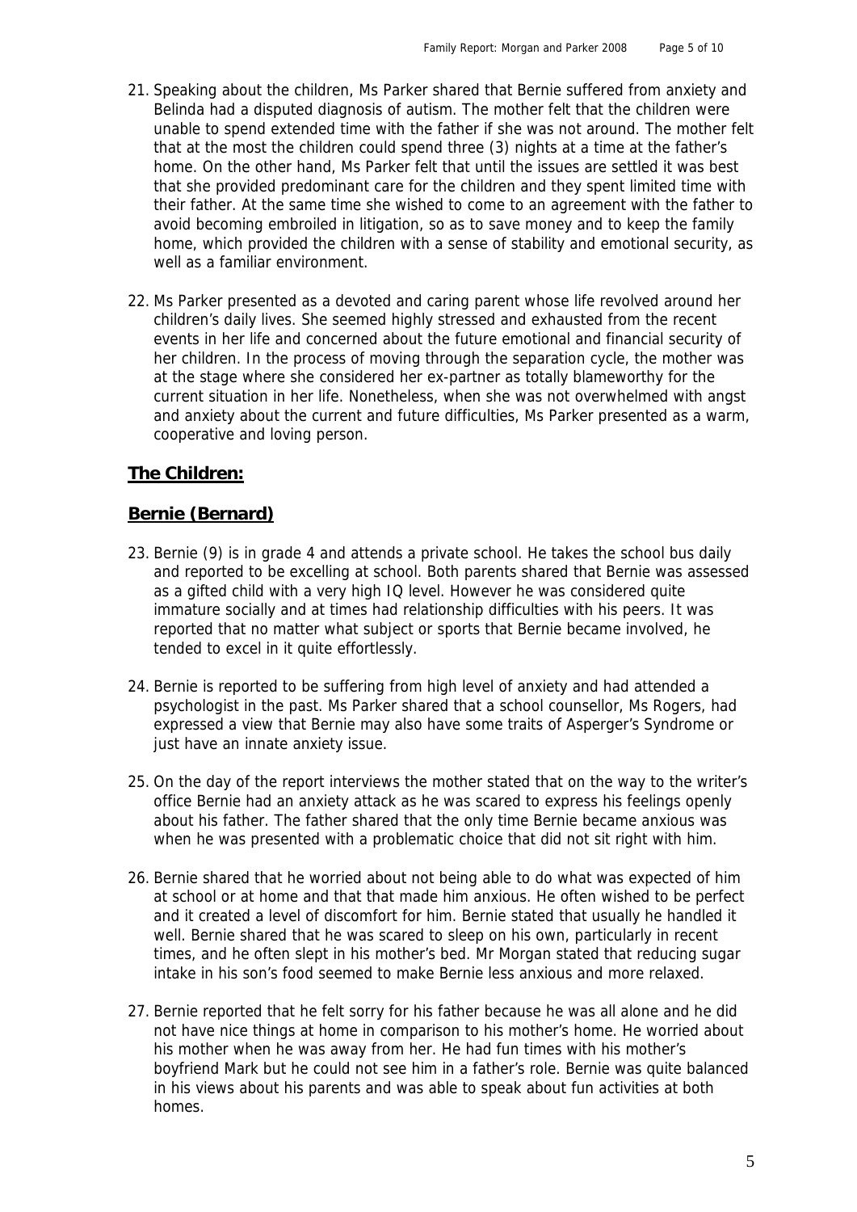21. Speaking about the children, Ms Parker shared that Bernie suffered from anxiety and Belinda had a disputed diagnosis of autism. The mother felt that the children were unable to spend extended time with the father if she was not around. The mother felt that at the most the children could spend three (3) nights at a time at the father's home. On the other hand, Ms Parker felt that until the issues are settled it was best that she provided predominant care for the children and they spent limited time with their father. At the same time she wished to come to an agreement with the father to avoid becoming embroiled in litigation, so as to save money and to keep the family home, which provided the children with a sense of stability and emotional security, as well as a familiar environment.

22. Ms Parker presented as a devoted and caring parent whose life revolved around her children's daily lives. She seemed highly stressed and exhausted from the recent events in her life and concerned about the future emotional and financial security of her children. In the process of moving through the separation cycle, the mother was at the stage where she considered her ex-partner as totally blameworthy for the current situation in her life. Nonetheless, when she was not overwhelmed with angst and anxiety about the current and future difficulties, Ms Parker presented as a warm, cooperative and loving person.

## **The Children:**

## **Bernie (Bernard)**

23. Bernie (9) is in grade 4 and attends a private school. He takes the school bus daily and reported to be excelling at school. Both parents shared that Bernie was assessed as a gifted child with a very high IQ level. However he was considered quite immature socially and at times had relationship difficulties with his peers. It was reported that no matter what subject or sports that Bernie became involved, he tended to excel in it quite effortlessly.

24. Bernie is reported to be suffering from high level of anxiety and had attended a psychologist in the past. Ms Parker shared that a school counsellor, Ms Rogers, had expressed a view that Bernie may also have some traits of Asperger's Syndrome or just have an innate anxiety issue.

25. On the day of the report interviews the mother stated that on the way to the writer's office Bernie had an anxiety attack as he was scared to express his feelings openly about his father. The father shared that the only time Bernie became anxious was when he was presented with a problematic choice that did not sit right with him.

26. Bernie shared that he worried about not being able to do what was expected of him at school or at home and that that made him anxious. He often wished to be perfect and it created a level of discomfort for him. Bernie stated that usually he handled it well. Bernie shared that he was scared to sleep on his own, particularly in recent times, and he often slept in his mother's bed. Mr Morgan stated that reducing sugar intake in his son's food seemed to make Bernie less anxious and more relaxed.

27. Bernie reported that he felt sorry for his father because he was all alone and he did not have nice things at home in comparison to his mother's home. He worried about his mother when he was away from her. He had fun times with his mother's boyfriend Mark but he could not see him in a father's role. Bernie was quite balanced in his views about his parents and was able to speak about fun activities at both homes.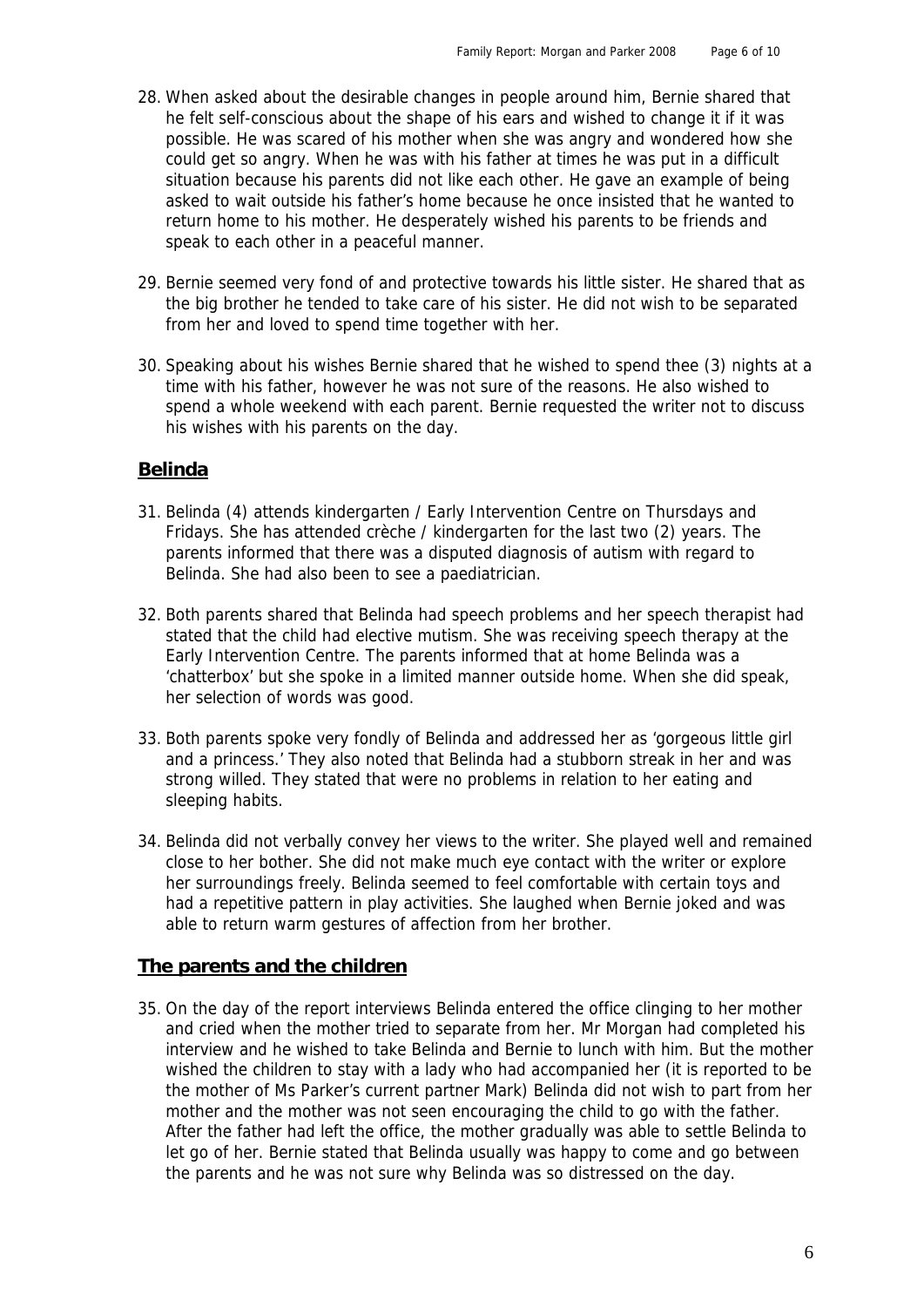28. When asked about the desirable changes in people around him, Bernie shared that he felt self-conscious about the shape of his ears and wished to change it if it was possible. He was scared of his mother when she was angry and wondered how she could get so angry. When he was with his father at times he was put in a difficult situation because his parents did not like each other. He gave an example of being asked to wait outside his father's home because he once insisted that he wanted to return home to his mother. He desperately wished his parents to be friends and speak to each other in a peaceful manner.

29. Bernie seemed very fond of and protective towards his little sister. He shared that as the big brother he tended to take care of his sister. He did not wish to be separated from her and loved to spend time together with her.

30. Speaking about his wishes Bernie shared that he wished to spend thee (3) nights at a time with his father, however he was not sure of the reasons. He also wished to spend a whole weekend with each parent. Bernie requested the writer not to discuss his wishes with his parents on the day.

## Belinda

31. Belinda (4) attends kindergarten / Early Intervention Centre on Thursdays and Fridays. She has attended crèche / kindergarten for the last two (2) years. The parents informed that there was a disputed diagnosis of autism with regard to Belinda. She had also been to see a paediatrician.

32. Both parents shared that Belinda had speech problems and her speech therapist had stated that the child had elective mutism. She was receiving speech therapy at the Early Intervention Centre. The parents informed that at home Belinda was a 'chatterbox' but she spoke in a limited manner outside home. When she did speak, her selection of words was good.

33. Both parents spoke very fondly of Belinda and addressed her as 'gorgeous little girl and a princess.' They also noted that Belinda had a stubborn streak in her and was strong willed. They stated that were no problems in relation to her eating and sleeping habits.

34. Belinda did not verbally convey her views to the writer. She played well and remained close to her bother. She did not make much eye contact with the writer or explore her surroundings freely. Belinda seemed to feel comfortable with certain toys and had a repetitive pattern in play activities. She laughed when Bernie joked and was able to return warm gestures of affection from her brother.

## The parents and the children

35. On the day of the report interviews Belinda entered the office clinging to her mother and cried when the mother tried to separate from her. Mr Morgan had completed his interview and he wished to take Belinda and Bernie to lunch with him. But the mother wished the children to stay with a lady who had accompanied her (it is reported to be the mother of Ms Parker's current partner Mark) Belinda did not wish to part from her mother and the mother was not seen encouraging the child to go with the father. After the father had left the office, the mother gradually was able to settle Belinda to let go of her. Bernie stated that Belinda usually was happy to come and go between the parents and he was not sure why Belinda was so distressed on the day.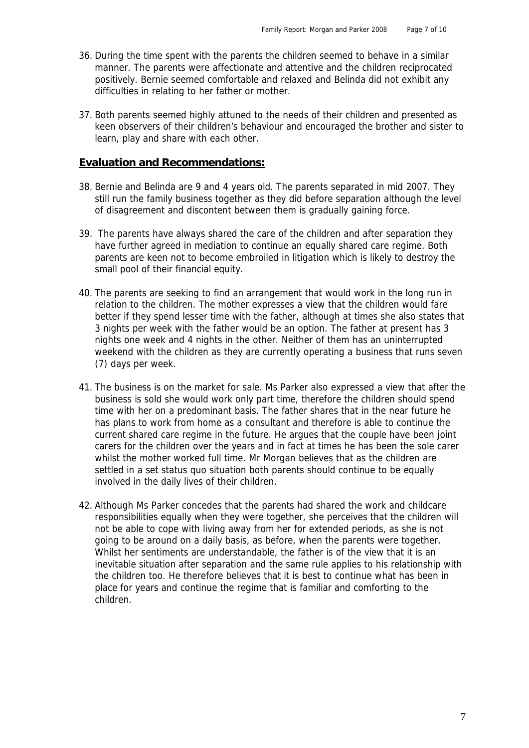36. During the time spent with the parents the children seemed to behave in a similar manner. The parents were affectionate and attentive and the children reciprocated positively. Bernie seemed comfortable and relaxed and Belinda did not exhibit any difficulties in relating to her father or mother.

37. Both parents seemed highly attuned to the needs of their children and presented as keen observers of their children's behaviour and encouraged the brother and sister to learn, play and share with each other.

## Evaluation and Recommendations:

38. Bernie and Belinda are 9 and 4 years old. The parents separated in mid 2007. They still run the family business together as they did before separation although the level of disagreement and discontent between them is gradually gaining force.

39. The parents have always shared the care of the children and after separation they have further agreed in mediation to continue an equally shared care regime. Both parents are keen not to become embroiled in litigation which is likely to destroy the small pool of their financial equity.

40. The parents are seeking to find an arrangement that would work in the long run in relation to the children. The mother expresses a view that the children would fare better if they spend lesser time with the father, although at times she also states that 3 nights per week with the father would be an option. The father at present has 3 nights one week and 4 nights in the other. Neither of them has an uninterrupted weekend with the children as they are currently operating a business that runs seven (7) days per week.

41. The business is on the market for sale. Ms Parker also expressed a view that after the business is sold she would work only part time, therefore the children should spend time with her on a predominant basis. The father shares that in the near future he has plans to work from home as a consultant and therefore is able to continue the current shared care regime in the future. He argues that the couple have been joint carers for the children over the years and in fact at times he has been the sole carer whilst the mother worked full time. Mr Morgan believes that as the children are settled in a set status quo situation both parents should continue to be equally involved in the daily lives of their children.

42. Although Ms Parker concedes that the parents had shared the work and childcare responsibilities equally when they were together, she perceives that the children will not be able to cope with living away from her for extended periods, as she is not going to be around on a daily basis, as before, when the parents were together. Whilst her sentiments are understandable, the father is of the view that it is an inevitable situation after separation and the same rule applies to his relationship with the children too. He therefore believes that it is best to continue what has been in place for years and continue the regime that is familiar and comforting to the children.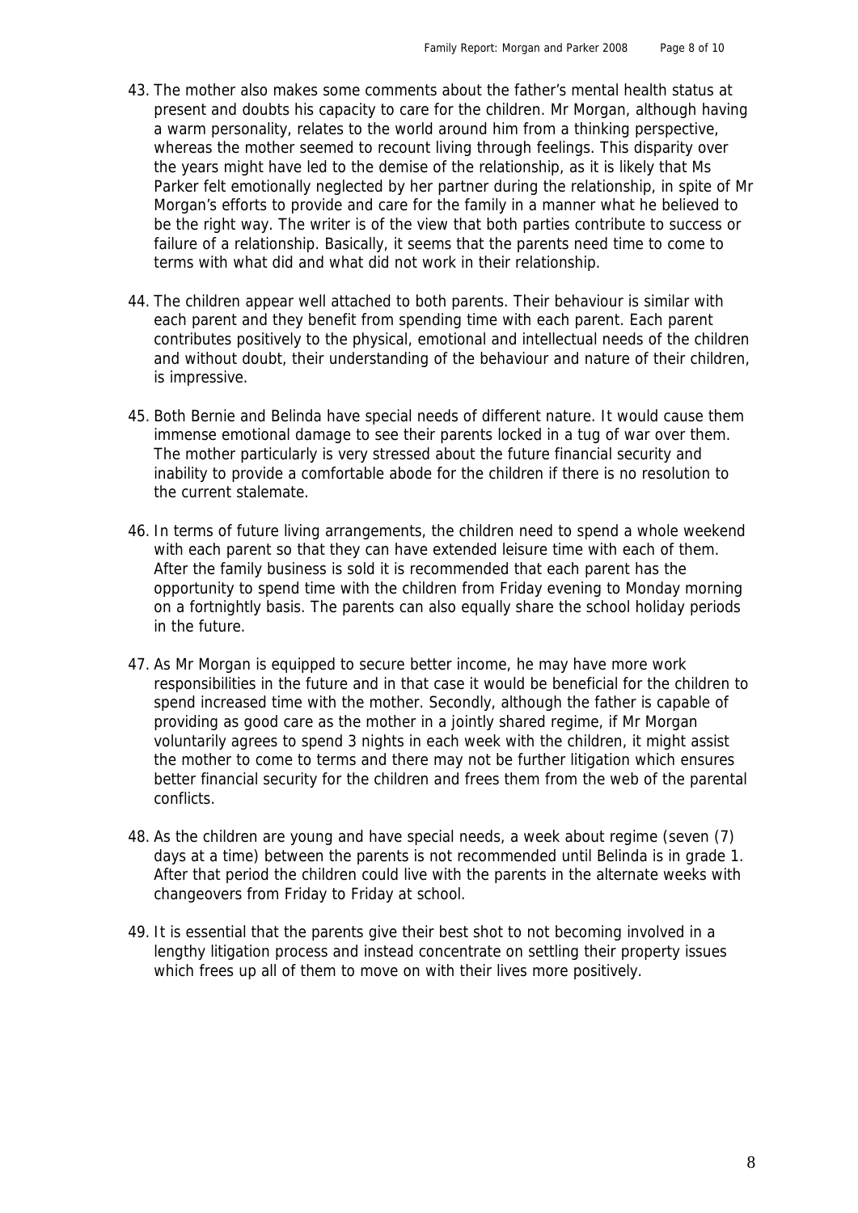43. The mother also makes some comments about the father's mental health status at present and doubts his capacity to care for the children. Mr Morgan, although having a warm personality, relates to the world around him from a thinking perspective, whereas the mother seemed to recount living through feelings. This disparity over the years might have led to the demise of the relationship, as it is likely that Ms Parker felt emotionally neglected by her partner during the relationship, in spite of Mr Morgan's efforts to provide and care for the family in a manner what he believed to be the right way. The writer is of the view that both parties contribute to success or failure of a relationship. Basically, it seems that the parents need time to come to terms with what did and what did not work in their relationship.

44. The children appear well attached to both parents. Their behaviour is similar with each parent and they benefit from spending time with each parent. Each parent contributes positively to the physical, emotional and intellectual needs of the children and without doubt, their understanding of the behaviour and nature of their children, is impressive.

45. Both Bernie and Belinda have special needs of different nature. It would cause them immense emotional damage to see their parents locked in a tug of war over them. The mother particularly is very stressed about the future financial security and inability to provide a comfortable abode for the children if there is no resolution to the current stalemate.

46. In terms of future living arrangements, the children need to spend a whole weekend with each parent so that they can have extended leisure time with each of them. After the family business is sold it is recommended that each parent has the opportunity to spend time with the children from Friday evening to Monday morning on a fortnightly basis. The parents can also equally share the school holiday periods in the future.

47. As Mr Morgan is equipped to secure better income, he may have more work responsibilities in the future and in that case it would be beneficial for the children to spend increased time with the mother. Secondly, although the father is capable of providing as good care as the mother in a jointly shared regime, if Mr Morgan voluntarily agrees to spend 3 nights in each week with the children, it might assist the mother to come to terms and there may not be further litigation which ensures better financial security for the children and frees them from the web of the parental conflicts.

48. As the children are young and have special needs, a week about regime (seven (7) days at a time) between the parents is not recommended until Belinda is in grade 1. After that period the children could live with the parents in the alternate weeks with changeovers from Friday to Friday at school.

49. It is essential that the parents give their best shot to not becoming involved in a lengthy litigation process and instead concentrate on settling their property issues which frees up all of them to move on with their lives more positively.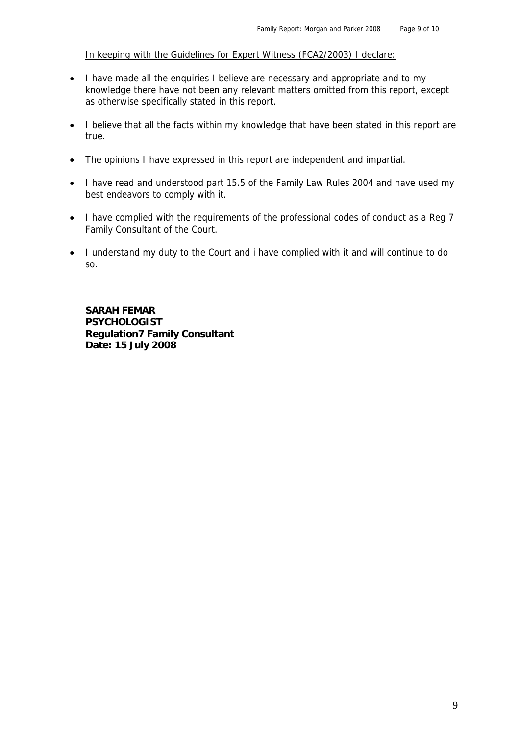<u>In keeping with the Guidelines for Expert Witness (FCA2/2003) I declare:</u>

- I have made all the enquiries I believe are necessary and appropriate and to my knowledge there have not been any relevant matters omitted from this report, except as otherwise specifically stated in this report.
- I believe that all the facts within my knowledge that have been stated in this report are true.
- The opinions I have expressed in this report are independent and impartial.
- I have read and understood part 15.5 of the Family Law Rules 2004 and have used my best endeavors to comply with it.
- I have complied with the requirements of the professional codes of conduct as a Reg 7 Family Consultant of the Court.
- I understand my duty to the Court and i have complied with it and will continue to do so.

**SARAH FEMAR**
**PSYCHOLOGIST**
**Regulation7 Family Consultant**
**Date: 15 July 2008**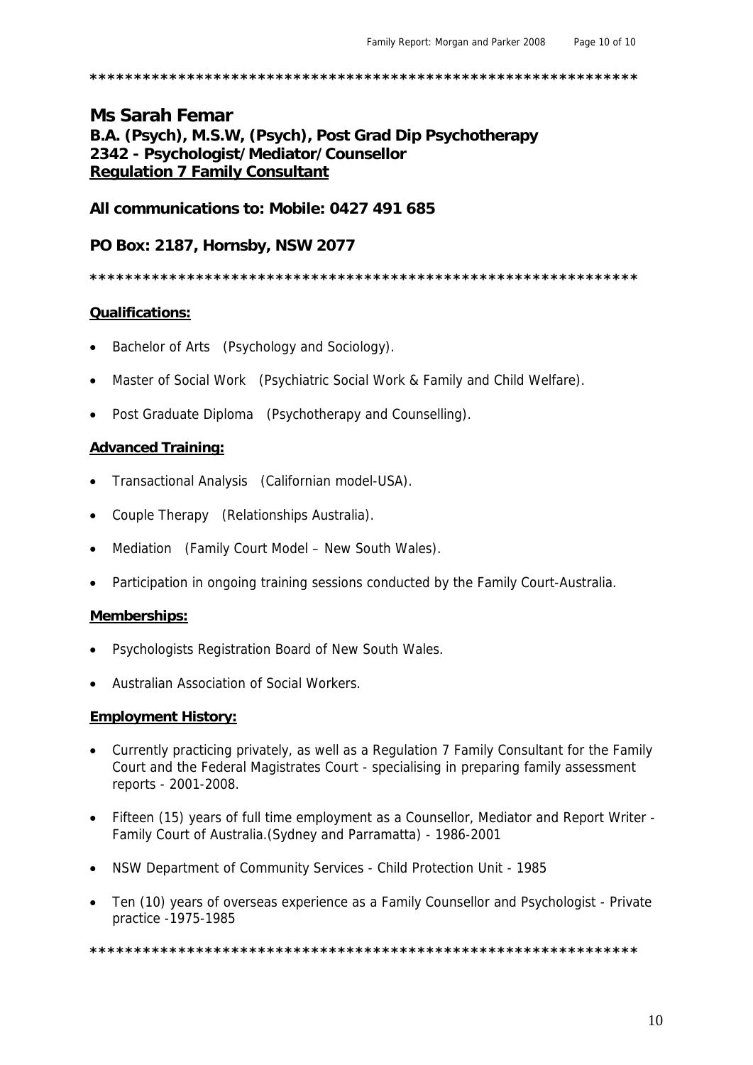\*\*\*\*\*\*\*\*\*\*\*\*\*\*\*\*\*\*\*\*\*\*\*\*\*\*\*\*\*\*\*\*\*\*\*\*\*\*\*\*\*\*\*\*\*\*\*\*\*\*\*\*\*\*\*\*\*\*\*\*\*\*

## Ms Sarah Femar

### B.A. (Psych), M.S.W, (Psych), Post Grad Dip Psychotherapy
### 2342 - Psychologist/Mediator/Counsellor
### <u>Regulation 7 Family Consultant</u>

### All communications to: Mobile: 0427 491 685

### PO Box: 2187, Hornsby, NSW 2077

\*\*\*\*\*\*\*\*\*\*\*\*\*\*\*\*\*\*\*\*\*\*\*\*\*\*\*\*\*\*\*\*\*\*\*\*\*\*\*\*\*\*\*\*\*\*\*\*\*\*\*\*\*\*\*\*\*\*\*\*\*\*

**<u>Qualifications:</u>**

- Bachelor of Arts (Psychology and Sociology).
- Master of Social Work (Psychiatric Social Work & Family and Child Welfare).
- Post Graduate Diploma (Psychotherapy and Counselling).

**<u>Advanced Training:</u>**

- Transactional Analysis (Californian model-USA).
- Couple Therapy (Relationships Australia).
- Mediation (Family Court Model – New South Wales).
- Participation in ongoing training sessions conducted by the Family Court-Australia.

**<u>Memberships:</u>**

- Psychologists Registration Board of New South Wales.
- Australian Association of Social Workers.

**<u>Employment History:</u>**

- Currently practicing privately, as well as a Regulation 7 Family Consultant for the Family Court and the Federal Magistrates Court - specialising in preparing family assessment reports - 2001-2008.
- Fifteen (15) years of full time employment as a Counsellor, Mediator and Report Writer - Family Court of Australia.(Sydney and Parramatta) - 1986-2001
- NSW Department of Community Services - Child Protection Unit - 1985
- Ten (10) years of overseas experience as a Family Counsellor and Psychologist - Private practice -1975-1985

\*\*\*\*\*\*\*\*\*\*\*\*\*\*\*\*\*\*\*\*\*\*\*\*\*\*\*\*\*\*\*\*\*\*\*\*\*\*\*\*\*\*\*\*\*\*\*\*\*\*\*\*\*\*\*\*\*\*\*\*\*\*